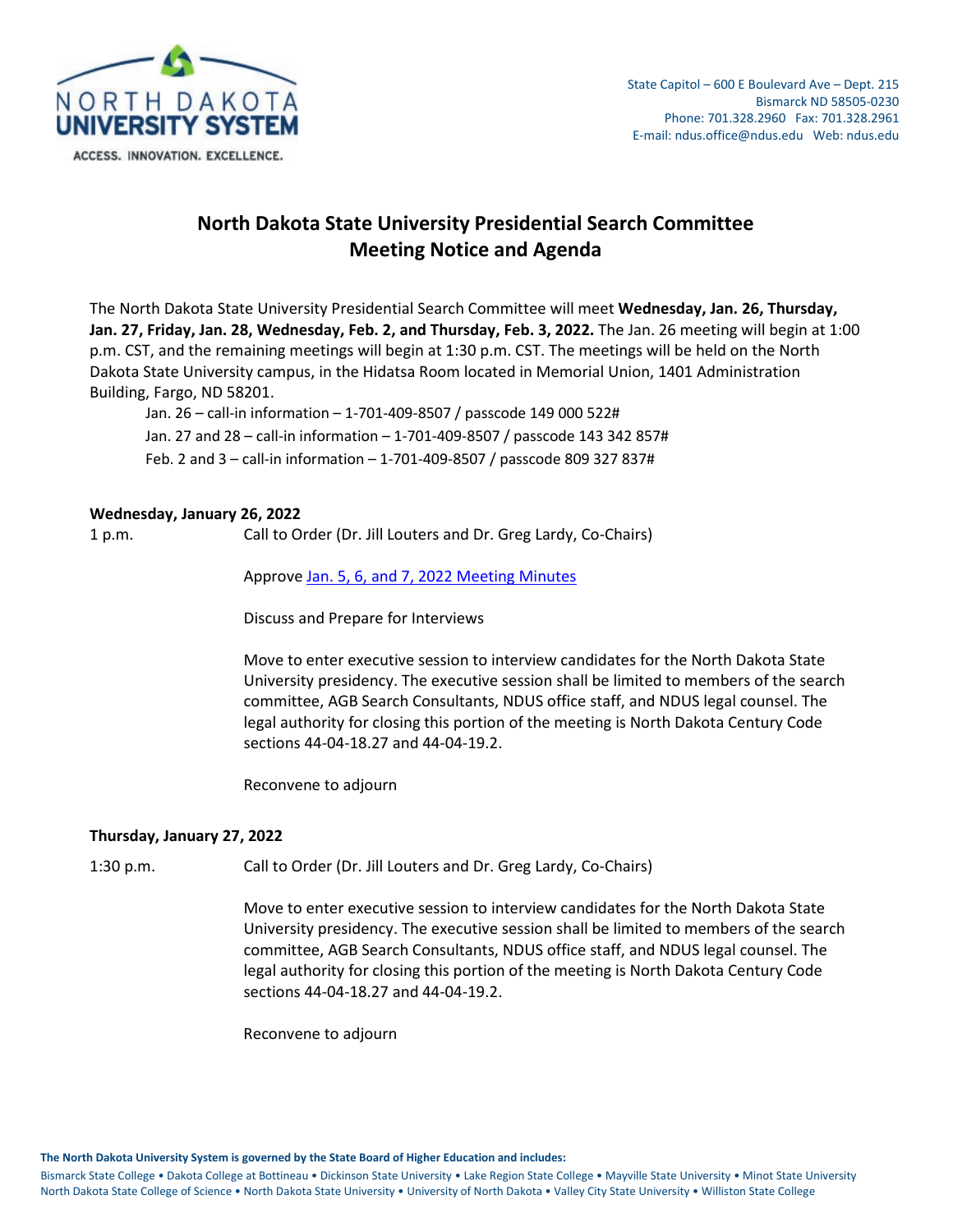NORTH DAKOTA
UNIVERSITY SYSTEM
ACCESS. INNOVATION. EXCELLENCE.

State Capitol – 600 E Boulevard Ave – Dept. 215
Bismarck ND 58505-0230
Phone: 701.328.2960 Fax: 701.328.2961
E-mail: ndus.office@ndus.edu Web: ndus.edu

# North Dakota State University Presidential Search Committee Meeting Notice and Agenda

The North Dakota State University Presidential Search Committee will meet **Wednesday, Jan. 26, Thursday, Jan. 27, Friday, Jan. 28, Wednesday, Feb. 2, and Thursday, Feb. 3, 2022.** The Jan. 26 meeting will begin at 1:00 p.m. CST, and the remaining meetings will begin at 1:30 p.m. CST. The meetings will be held on the North Dakota State University campus, in the Hidatsa Room located in Memorial Union, 1401 Administration Building, Fargo, ND 58201.

Jan. 26 – call-in information – 1-701-409-8507 / passcode 149 000 522#
Jan. 27 and 28 – call-in information – 1-701-409-8507 / passcode 143 342 857#
Feb. 2 and 3 – call-in information – 1-701-409-8507 / passcode 809 327 837#

**Wednesday, January 26, 2022**

1 p.m. Call to Order (Dr. Jill Louters and Dr. Greg Lardy, Co-Chairs)

Approve Jan. 5, 6, and 7, 2022 Meeting Minutes

Discuss and Prepare for Interviews

Move to enter executive session to interview candidates for the North Dakota State University presidency. The executive session shall be limited to members of the search committee, AGB Search Consultants, NDUS office staff, and NDUS legal counsel. The legal authority for closing this portion of the meeting is North Dakota Century Code sections 44-04-18.27 and 44-04-19.2.

Reconvene to adjourn

**Thursday, January 27, 2022**

1:30 p.m. Call to Order (Dr. Jill Louters and Dr. Greg Lardy, Co-Chairs)

Move to enter executive session to interview candidates for the North Dakota State University presidency. The executive session shall be limited to members of the search committee, AGB Search Consultants, NDUS office staff, and NDUS legal counsel. The legal authority for closing this portion of the meeting is North Dakota Century Code sections 44-04-18.27 and 44-04-19.2.

Reconvene to adjourn

**The North Dakota University System is governed by the State Board of Higher Education and includes:**
Bismarck State College • Dakota College at Bottineau • Dickinson State University • Lake Region State College • Mayville State University • Minot State University
North Dakota State College of Science • North Dakota State University • University of North Dakota • Valley City State University • Williston State College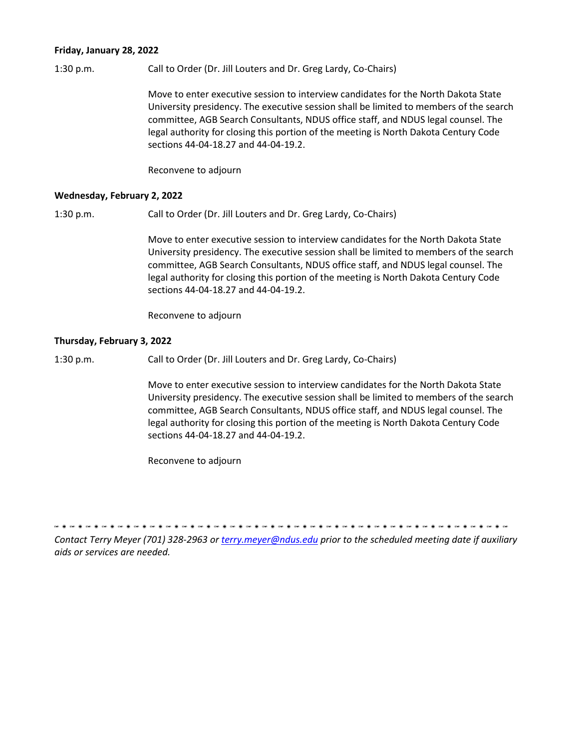**Friday, January 28, 2022**

1:30 p.m. Call to Order (Dr. Jill Louters and Dr. Greg Lardy, Co-Chairs)

Move to enter executive session to interview candidates for the North Dakota State University presidency. The executive session shall be limited to members of the search committee, AGB Search Consultants, NDUS office staff, and NDUS legal counsel. The legal authority for closing this portion of the meeting is North Dakota Century Code sections 44-04-18.27 and 44-04-19.2.

Reconvene to adjourn

**Wednesday, February 2, 2022**

1:30 p.m. Call to Order (Dr. Jill Louters and Dr. Greg Lardy, Co-Chairs)

Move to enter executive session to interview candidates for the North Dakota State University presidency. The executive session shall be limited to members of the search committee, AGB Search Consultants, NDUS office staff, and NDUS legal counsel. The legal authority for closing this portion of the meeting is North Dakota Century Code sections 44-04-18.27 and 44-04-19.2.

Reconvene to adjourn

**Thursday, February 3, 2022**

1:30 p.m. Call to Order (Dr. Jill Louters and Dr. Greg Lardy, Co-Chairs)

Move to enter executive session to interview candidates for the North Dakota State University presidency. The executive session shall be limited to members of the search committee, AGB Search Consultants, NDUS office staff, and NDUS legal counsel. The legal authority for closing this portion of the meeting is North Dakota Century Code sections 44-04-18.27 and 44-04-19.2.

Reconvene to adjourn

---

*Contact Terry Meyer (701) 328-2963 or terry.meyer@ndus.edu prior to the scheduled meeting date if auxiliary aids or services are needed.*